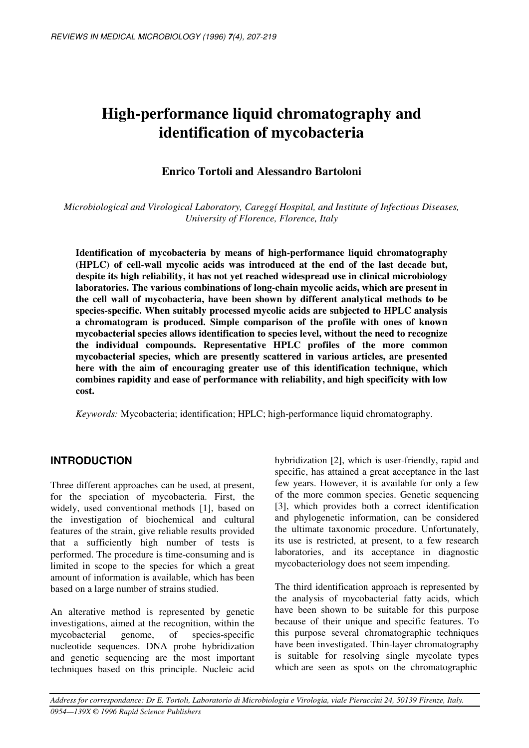# High-performance liquid chromatography and identification of mycobacteria

**Enrico Tortoli and Alessandro Bartoloni**

*Microbiological and Virological Laboratory, Careggí Hospital, and Institute of Infectious Diseases, University of Florence, Florence, Italy*

**Identification of mycobacteria by means of high-performance liquid chromatography (HPLC) of cell-wall mycolic acids was introduced at the end of the last decade but, despite its high reliability, it has not yet reached widespread use in clinical microbiology laboratories. The various combinations of long-chain mycolic acids, which are present in the cell wall of mycobacteria, have been shown by different analytical methods to be species-specific. When suitably processed mycolic acids are subjected to HPLC analysis a chromatogram is produced. Simple comparison of the profile with ones of known mycobacterial species allows identification to species level, without the need to recognize the individual compounds. Representative HPLC profiles of the more common mycobacterial species, which are presently scattered in various articles, are presented here with the aim of encouraging greater use of this identification technique, which combines rapidity and ease of performance with reliability, and high specificity with low cost.**

*Keywords:* Mycobacteria; identification; HPLC; high-performance liquid chromatography.

## INTRODUCTION

Three different approaches can be used, at present, for the speciation of mycobacteria. First, the widely, used conventional methods [1], based on the investigation of biochemical and cultural features of the strain, give reliable results provided that a sufficiently high number of tests is performed. The procedure is time-consuming and is limited in scope to the species for which a great amount of information is available, which has been based on a large number of strains studied.

An alterative method is represented by genetic investigations, aimed at the recognition, within the mycobacterial genome, of species-specific nucleotide sequences. DNA probe hybridization and genetic sequencing are the most important techniques based on this principle. Nucleic acid hybridization [2], which is user-friendly, rapid and specific, has attained a great acceptance in the last few years. However, it is available for only a few of the more common species. Genetic sequencing [3], which provides both a correct identification and phylogenetic information, can be considered the ultimate taxonomic procedure. Unfortunately, its use is restricted, at present, to a few research laboratories, and its acceptance in diagnostic mycobacteriology does not seem impending.

The third identification approach is represented by the analysis of mycobacterial fatty acids, which have been shown to be suitable for this purpose because of their unique and specific features. To this purpose several chromatographic techniques have been investigated. Thin-layer chromatography is suitable for resolving single mycolate types which are seen as spots on the chromatographic

*Address for correspondance: Dr E. Tortoli, Laboratorio di Microbiologia e Virologia, viale Pieraccini 24, 50139 Firenze, Italy.*

0954—139X © 1996 Rapid Science Publishers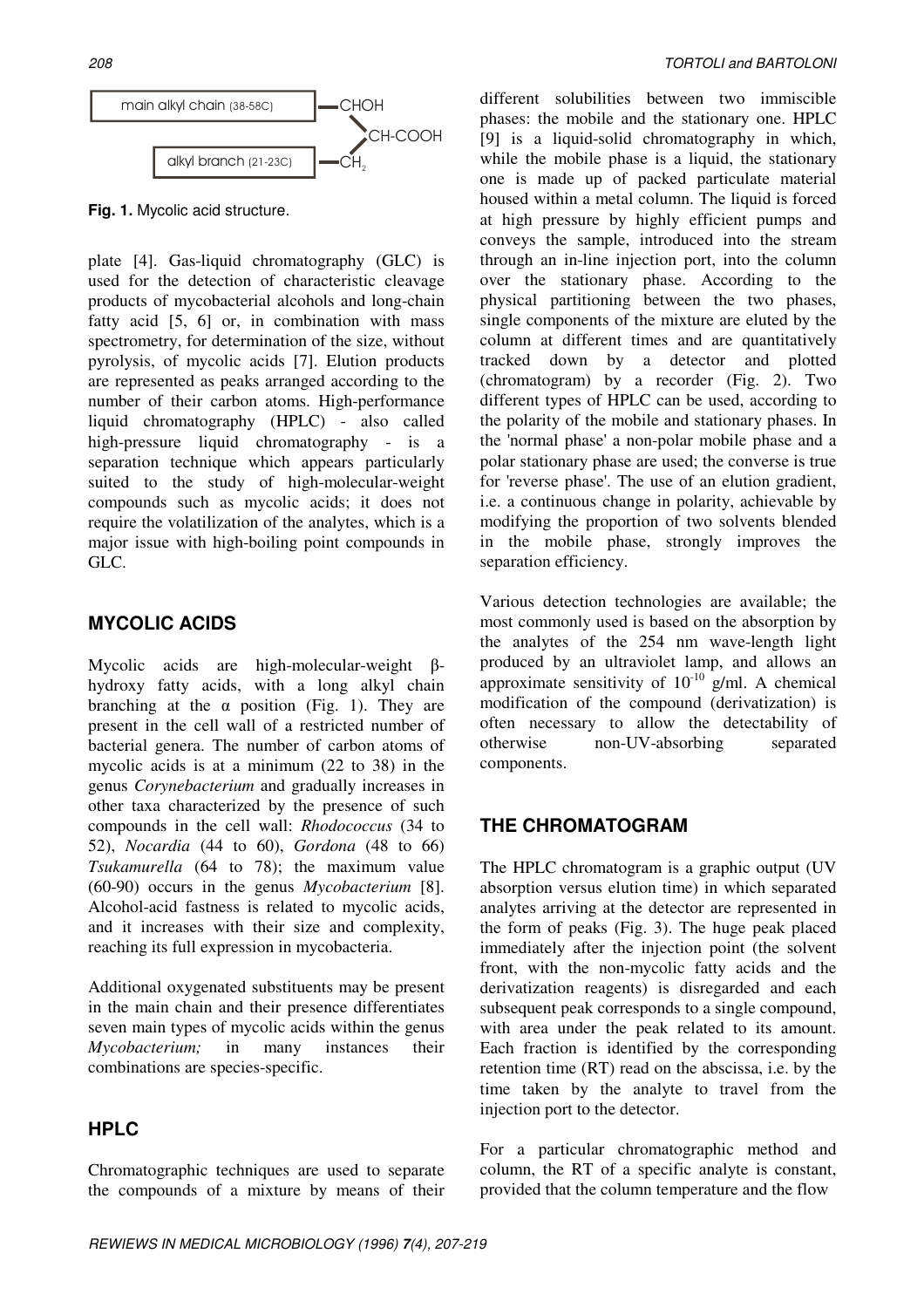main alkyl chain (38-58C) —CHOH

CH-COOH

alkyl branch (21-23C) —$CH_2$

**Fig. 1.** Mycolic acid structure.

plate [4]. Gas-liquid chromatography (GLC) is used for the detection of characteristic cleavage products of mycobacterial alcohols and long-chain fatty acid [5, 6] or, in combination with mass spectrometry, for determination of the size, without pyrolysis, of mycolic acids [7]. Elution products are represented as peaks arranged according to the number of their carbon atoms. High-performance liquid chromatography (HPLC) - also called high-pressure liquid chromatography - is a separation technique which appears particularly suited to the study of high-molecular-weight compounds such as mycolic acids; it does not require the volatilization of the analytes, which is a major issue with high-boiling point compounds in GLC.

## MYCOLIC ACIDS

Mycolic acids are high-molecular-weight β-hydroxy fatty acids, with a long alkyl chain branching at the α position (Fig. 1). They are present in the cell wall of a restricted number of bacterial genera. The number of carbon atoms of mycolic acids is at a minimum (22 to 38) in the genus *Corynebacterium* and gradually increases in other taxa characterized by the presence of such compounds in the cell wall: *Rhodococcus* (34 to 52), *Nocardia* (44 to 60), *Gordona* (48 to 66) *Tsukamurella* (64 to 78); the maximum value (60-90) occurs in the genus *Mycobacterium* [8]. Alcohol-acid fastness is related to mycolic acids, and it increases with their size and complexity, reaching its full expression in mycobacteria.

Additional oxygenated substituents may be present in the main chain and their presence differentiates seven main types of mycolic acids within the genus *Mycobacterium;* in many instances their combinations are species-specific.

## HPLC

Chromatographic techniques are used to separate the compounds of a mixture by means of their different solubilities between two immiscible phases: the mobile and the stationary one. HPLC [9] is a liquid-solid chromatography in which, while the mobile phase is a liquid, the stationary one is made up of packed particulate material housed within a metal column. The liquid is forced at high pressure by highly efficient pumps and conveys the sample, introduced into the stream through an in-line injection port, into the column over the stationary phase. According to the physical partitioning between the two phases, single components of the mixture are eluted by the column at different times and are quantitatively tracked down by a detector and plotted (chromatogram) by a recorder (Fig. 2). Two different types of HPLC can be used, according to the polarity of the mobile and stationary phases. In the 'normal phase' a non-polar mobile phase and a polar stationary phase are used; the converse is true for 'reverse phase'. The use of an elution gradient, i.e. a continuous change in polarity, achievable by modifying the proportion of two solvents blended in the mobile phase, strongly improves the separation efficiency.

Various detection technologies are available; the most commonly used is based on the absorption by the analytes of the 254 nm wave-length light produced by an ultraviolet lamp, and allows an approximate sensitivity of $10^{-10}$ g/ml. A chemical modification of the compound (derivatization) is often necessary to allow the detectability of otherwise non-UV-absorbing separated components.

## THE CHROMATOGRAM

The HPLC chromatogram is a graphic output (UV absorption versus elution time) in which separated analytes arriving at the detector are represented in the form of peaks (Fig. 3). The huge peak placed immediately after the injection point (the solvent front, with the non-mycolic fatty acids and the derivatization reagents) is disregarded and each subsequent peak corresponds to a single compound, with area under the peak related to its amount. Each fraction is identified by the corresponding retention time (RT) read on the abscissa, i.e. by the time taken by the analyte to travel from the injection port to the detector.

For a particular chromatographic method and column, the RT of a specific analyte is constant, provided that the column temperature and the flow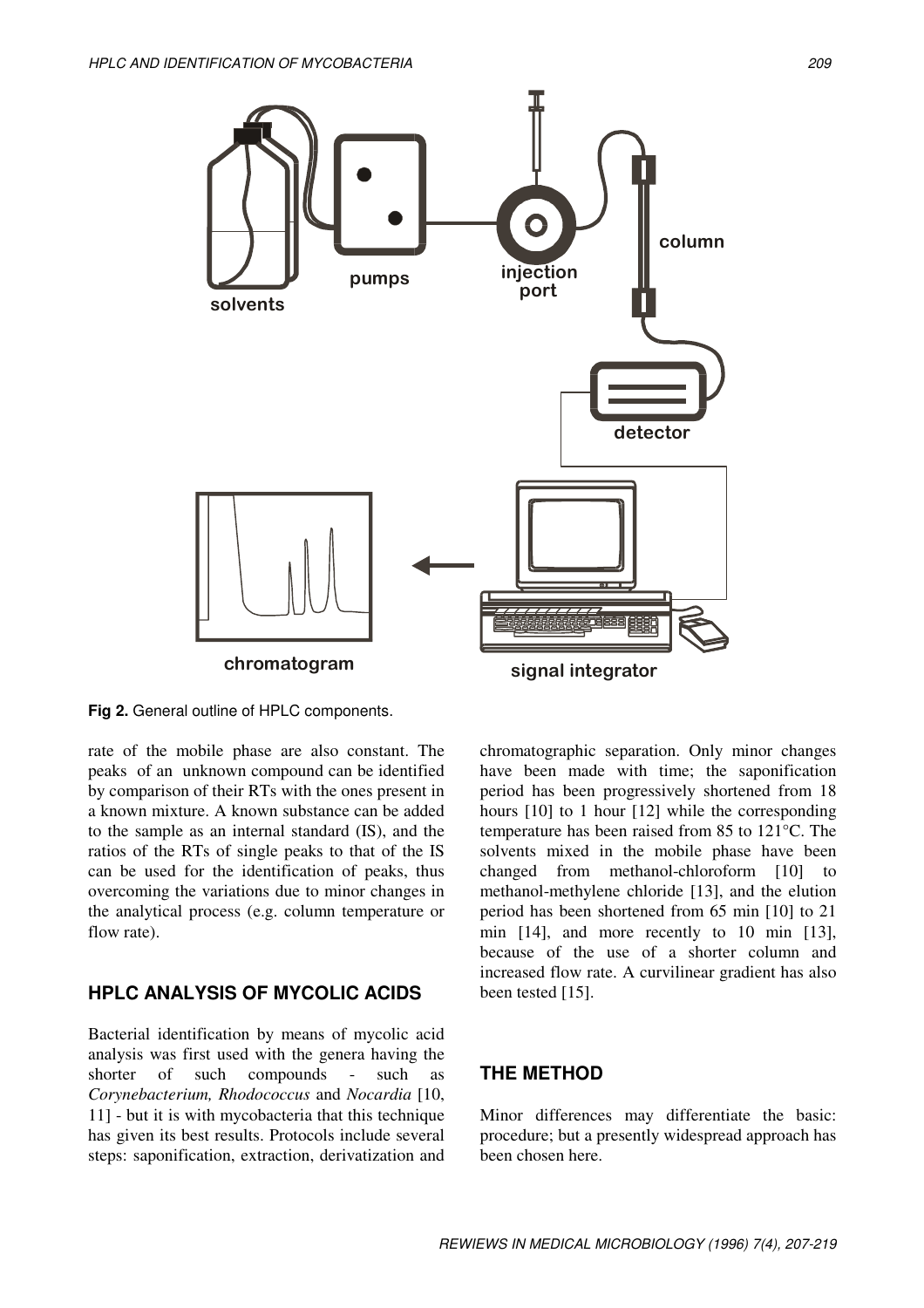Fig 2. General outline of HPLC components.

rate of the mobile phase are also constant. The peaks of an unknown compound can be identified by comparison of their RTs with the ones present in a known mixture. A known substance can be added to the sample as an internal standard (IS), and the ratios of the RTs of single peaks to that of the IS can be used for the identification of peaks, thus overcoming the variations due to minor changes in the analytical process (e.g. column temperature or flow rate).

## HPLC ANALYSIS OF MYCOLIC ACIDS

Bacterial identification by means of mycolic acid analysis was first used with the genera having the shorter of such compounds - such as *Corynebacterium, Rhodococcus* and *Nocardia* [10, 11] - but it is with mycobacteria that this technique has given its best results. Protocols include several steps: saponification, extraction, derivatization and chromatographic separation. Only minor changes have been made with time; the saponification period has been progressively shortened from 18 hours [10] to 1 hour [12] while the corresponding temperature has been raised from 85 to 121°C. The solvents mixed in the mobile phase have been changed from methanol-chloroform [10] to methanol-methylene chloride [13], and the elution period has been shortened from 65 min [10] to 21 min [14], and more recently to 10 min [13], because of the use of a shorter column and increased flow rate. A curvilinear gradient has also been tested [15].

## THE METHOD

Minor differences may differentiate the basic: procedure; but a presently widespread approach has been chosen here.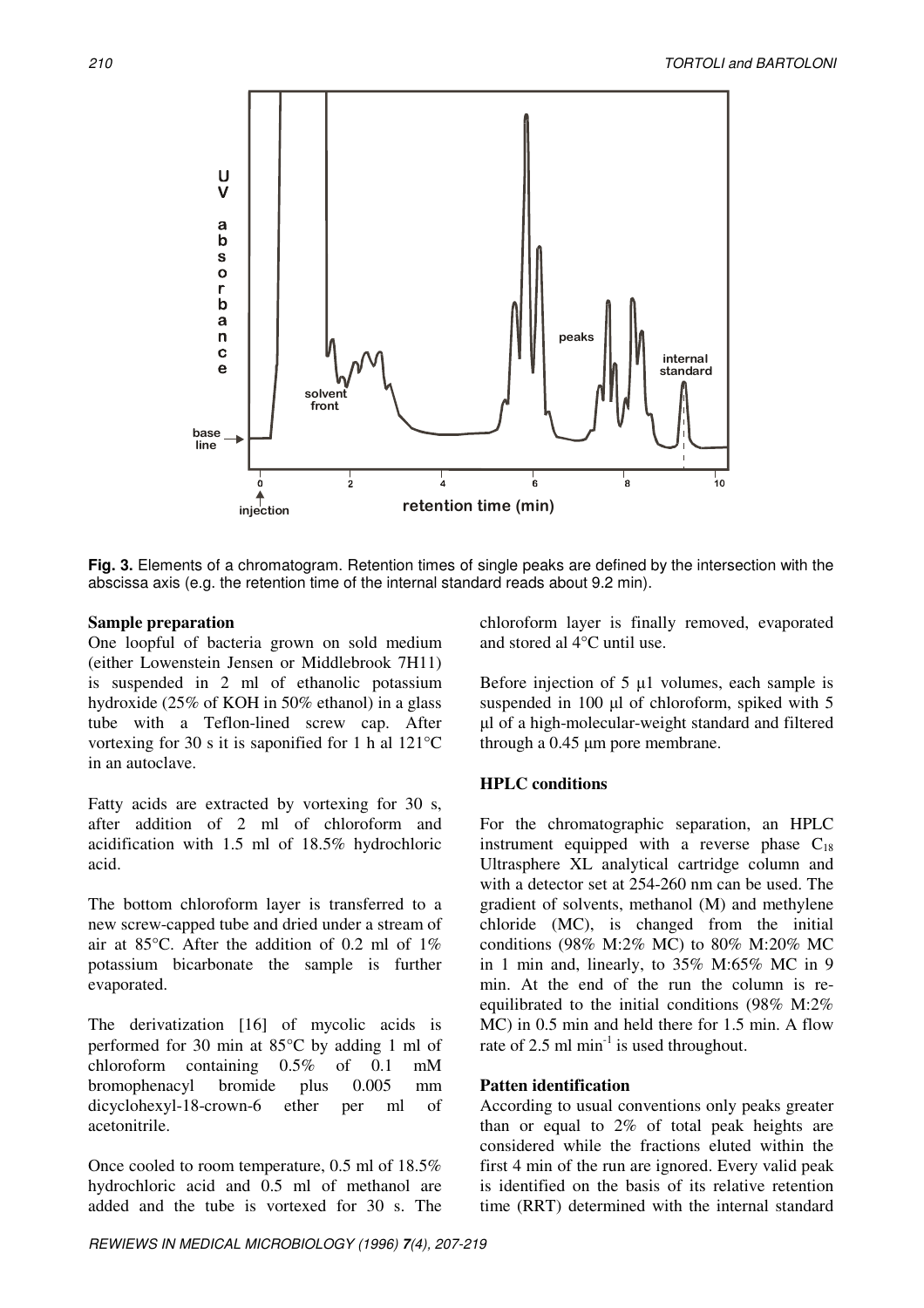**Fig. 3.** Elements of a chromatogram. Retention times of single peaks are defined by the intersection with the abscissa axis (e.g. the retention time of the internal standard reads about 9.2 min).

### Sample preparation

One loopful of bacteria grown on sold medium (either Lowenstein Jensen or Middlebrook 7H11) is suspended in 2 ml of ethanolic potassium hydroxide (25% of KOH in 50% ethanol) in a glass tube with a Teflon-lined screw cap. After vortexing for 30 s it is saponified for 1 h al 121°C in an autoclave.

Fatty acids are extracted by vortexing for 30 s, after addition of 2 ml of chloroform and acidification with 1.5 ml of 18.5% hydrochloric acid.

The bottom chloroform layer is transferred to a new screw-capped tube and dried under a stream of air at 85°C. After the addition of 0.2 ml of 1% potassium bicarbonate the sample is further evaporated.

The derivatization [16] of mycolic acids is performed for 30 min at 85°C by adding 1 ml of chloroform containing 0.5% of 0.1 mM bromophenacyl bromide plus 0.005 mm dicyclohexyl-18-crown-6 ether per ml of acetonitrile.

Once cooled to room temperature, 0.5 ml of 18.5% hydrochloric acid and 0.5 ml of methanol are added and the tube is vortexed for 30 s. The chloroform layer is finally removed, evaporated and stored al 4°C until use.

Before injection of 5 µ1 volumes, each sample is suspended in 100 µl of chloroform, spiked with 5 µl of a high-molecular-weight standard and filtered through a 0.45 µm pore membrane.

### HPLC conditions

For the chromatographic separation, an HPLC instrument equipped with a reverse phase $C_{18}$ Ultrasphere XL analytical cartridge column and with a detector set at 254-260 nm can be used. The gradient of solvents, methanol (M) and methylene chloride (MC), is changed from the initial conditions (98% M:2% MC) to 80% M:20% MC in 1 min and, linearly, to 35% M:65% MC in 9 min. At the end of the run the column is re-equilibrated to the initial conditions (98% M:2% MC) in 0.5 min and held there for 1.5 min. A flow rate of 2.5 ml $min^{-1}$ is used throughout.

### Patten identification

According to usual conventions only peaks greater than or equal to 2% of total peak heights are considered while the fractions eluted within the first 4 min of the run are ignored. Every valid peak is identified on the basis of its relative retention time (RRT) determined with the internal standard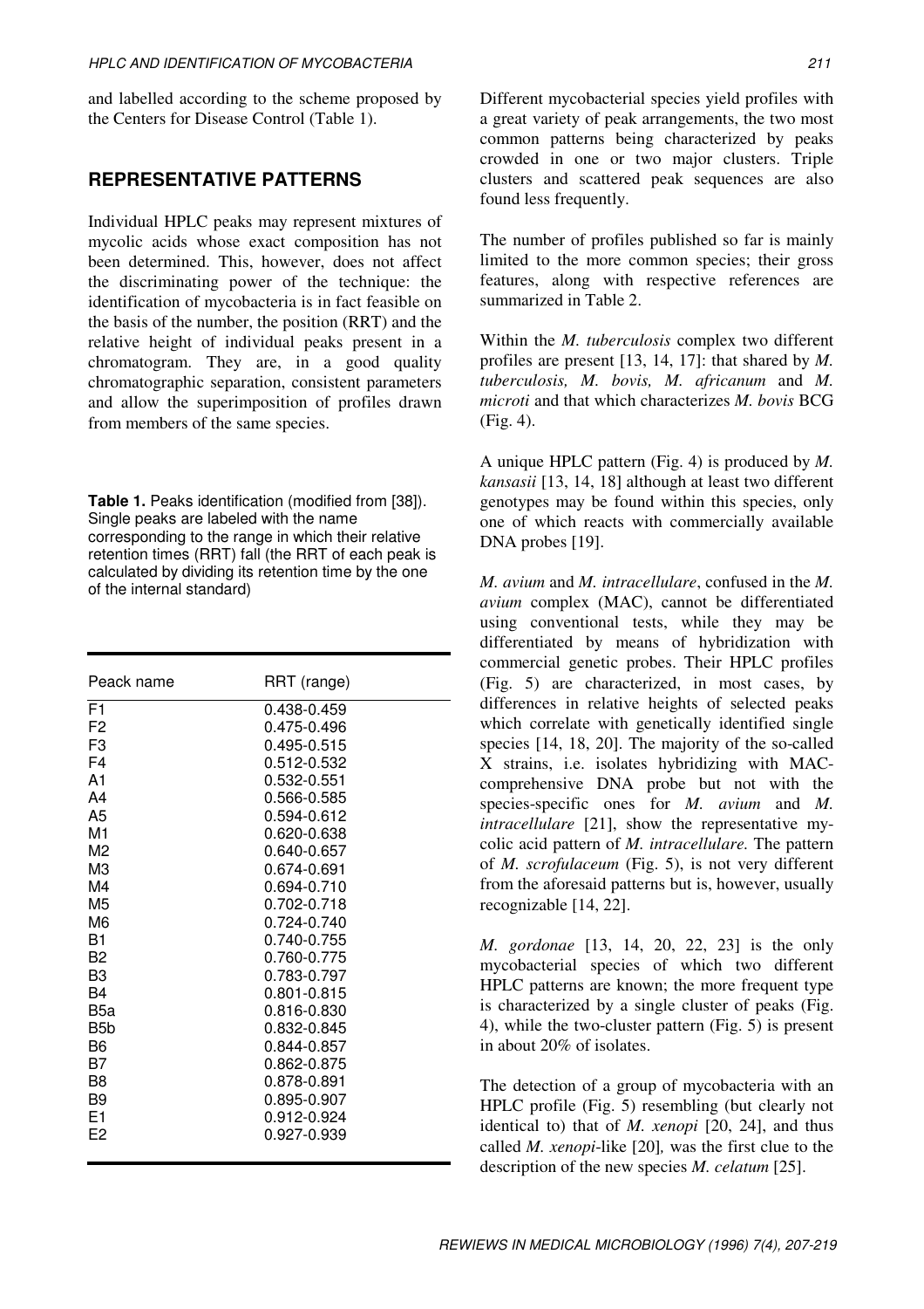and labelled according to the scheme proposed by the Centers for Disease Control (Table 1).

## REPRESENTATIVE PATTERNS

Individual HPLC peaks may represent mixtures of mycolic acids whose exact composition has not been determined. This, however, does not affect the discriminating power of the technique: the identification of mycobacteria is in fact feasible on the basis of the number, the position (RRT) and the relative height of individual peaks present in a chromatogram. They are, in a good quality chromatographic separation, consistent parameters and allow the superimposition of profiles drawn from members of the same species.

**Table 1.** Peaks identification (modified from [38]). Single peaks are labeled with the name corresponding to the range in which their relative retention times (RRT) fall (the RRT of each peak is calculated by dividing its retention time by the one of the internal standard)

| Peack name | RRT (range) |
|---|---|
| F1 | 0.438-0.459 |
| F2 | 0.475-0.496 |
| F3 | 0.495-0.515 |
| F4 | 0.512-0.532 |
| A1 | 0.532-0.551 |
| A4 | 0.566-0.585 |
| A5 | 0.594-0.612 |
| M1 | 0.620-0.638 |
| M2 | 0.640-0.657 |
| M3 | 0.674-0.691 |
| M4 | 0.694-0.710 |
| M5 | 0.702-0.718 |
| M6 | 0.724-0.740 |
| B1 | 0.740-0.755 |
| B2 | 0.760-0.775 |
| B3 | 0.783-0.797 |
| B4 | 0.801-0.815 |
| B5a | 0.816-0.830 |
| B5b | 0.832-0.845 |
| B6 | 0.844-0.857 |
| B7 | 0.862-0.875 |
| B8 | 0.878-0.891 |
| B9 | 0.895-0.907 |
| E1 | 0.912-0.924 |
| E2 | 0.927-0.939 |

Different mycobacterial species yield profiles with a great variety of peak arrangements, the two most common patterns being characterized by peaks crowded in one or two major clusters. Triple clusters and scattered peak sequences are also found less frequently.

The number of profiles published so far is mainly limited to the more common species; their gross features, along with respective references are summarized in Table 2.

Within the *M. tuberculosis* complex two different profiles are present [13, 14, 17]: that shared by *M. tuberculosis, M. bovis, M. africanum* and *M. microti* and that which characterizes *M. bovis* BCG (Fig. 4).

A unique HPLC pattern (Fig. 4) is produced by *M. kansasii* [13, 14, 18] although at least two different genotypes may be found within this species, only one of which reacts with commercially available DNA probes [19].

*M. avium* and *M. intracellulare*, confused in the *M. avium* complex (MAC), cannot be differentiated using conventional tests, while they may be differentiated by means of hybridization with commercial genetic probes. Their HPLC profiles (Fig. 5) are characterized, in most cases, by differences in relative heights of selected peaks which correlate with genetically identified single species [14, 18, 20]. The majority of the so-called X strains, i.e. isolates hybridizing with MAC-comprehensive DNA probe but not with the species-specific ones for *M. avium* and *M. intracellulare* [21], show the representative mycolic acid pattern of *M. intracellulare.* The pattern of *M. scrofulaceum* (Fig. 5), is not very different from the aforesaid patterns but is, however, usually recognizable [14, 22].

*M. gordonae* [13, 14, 20, 22, 23] is the only mycobacterial species of which two different HPLC patterns are known; the more frequent type is characterized by a single cluster of peaks (Fig. 4), while the two-cluster pattern (Fig. 5) is present in about 20% of isolates.

The detection of a group of mycobacteria with an HPLC profile (Fig. 5) resembling (but clearly not identical to) that of *M. xenopi* [20, 24], and thus called *M. xenopi*-like [20]*,* was the first clue to the description of the new species *M. celatum* [25].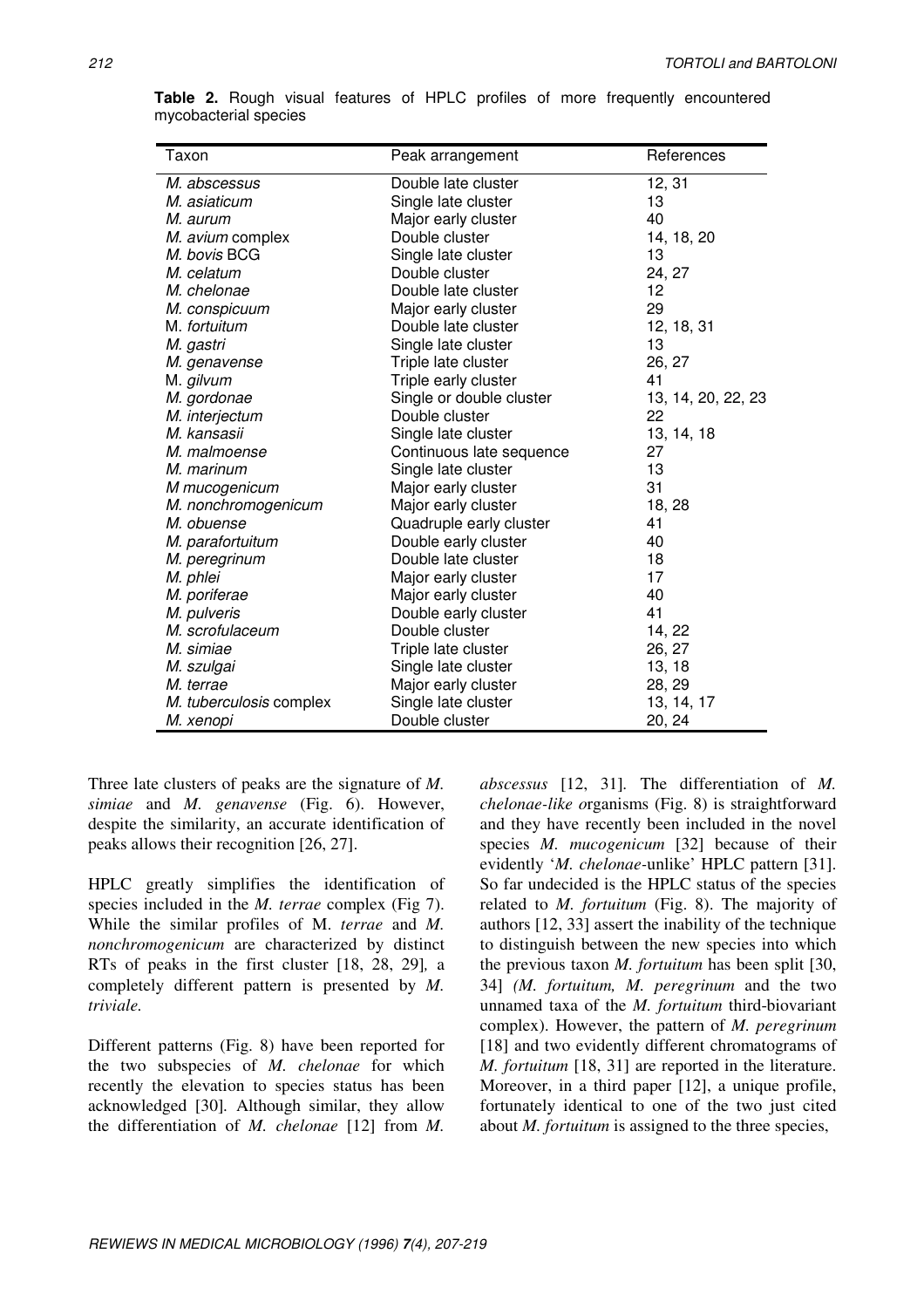**Table 2.** Rough visual features of HPLC profiles of more frequently encountered mycobacterial species

| Taxon | Peak arrangement | References |
|---|---|---|
| *M. abscessus* | Double late cluster | 12, 31 |
| *M. asiaticum* | Single late cluster | 13 |
| *M. aurum* | Major early cluster | 40 |
| *M. avium* complex | Double cluster | 14, 18, 20 |
| *M. bovis* BCG | Single late cluster | 13 |
| *M. celatum* | Double cluster | 24, 27 |
| *M. chelonae* | Double late cluster | 12 |
| *M. conspicuum* | Major early cluster | 29 |
| M. *fortuitum* | Double late cluster | 12, 18, 31 |
| *M. gastri* | Single late cluster | 13 |
| *M. genavense* | Triple late cluster | 26, 27 |
| M. *gilvum* | Triple early cluster | 41 |
| *M. gordonae* | Single or double cluster | 13, 14, 20, 22, 23 |
| *M. interjectum* | Double cluster | 22 |
| *M. kansasii* | Single late cluster | 13, 14, 18 |
| *M. malmoense* | Continuous late sequence | 27 |
| *M. marinum* | Single late cluster | 13 |
| *M mucogenicum* | Major early cluster | 31 |
| *M. nonchromogenicum* | Major early cluster | 18, 28 |
| *M. obuense* | Quadruple early cluster | 41 |
| *M. parafortuitum* | Double early cluster | 40 |
| *M. peregrinum* | Double late cluster | 18 |
| *M. phlei* | Major early cluster | 17 |
| *M. poriferae* | Major early cluster | 40 |
| *M. pulveris* | Double early cluster | 41 |
| *M. scrofulaceum* | Double cluster | 14, 22 |
| *M. simiae* | Triple late cluster | 26, 27 |
| *M. szulgai* | Single late cluster | 13, 18 |
| *M. terrae* | Major early cluster | 28, 29 |
| *M. tuberculosis complex* | Single late cluster | 13, 14, 17 |
| *M. xenopi* | Double cluster | 20, 24 |

Three late clusters of peaks are the signature of *M. simiae* and *M. genavense* (Fig. 6). However, despite the similarity, an accurate identification of peaks allows their recognition [26, 27].

HPLC greatly simplifies the identification of species included in the *M. terrae* complex (Fig 7). While the similar profiles of M. *terrae* and *M. nonchromogenicum* are characterized by distinct RTs of peaks in the first cluster [18, 28, 29], a completely different pattern is presented by *M. triviale.*

Different patterns (Fig. 8) have been reported for the two subspecies of *M. chelonae* for which recently the elevation to species status has been acknowledged [30]. Although similar, they allow the differentiation of *M. chelonae* [12] from *M. abscessus* [12, 31]. The differentiation of *M. chelonae-like o*rganisms (Fig. 8) is straightforward and they have recently been included in the novel species *M. mucogenicum* [32] because of their evidently '*M. chelonae*-unlike' HPLC pattern [31]. So far undecided is the HPLC status of the species related to *M. fortuitum* (Fig. 8). The majority of authors [12, 33] assert the inability of the technique to distinguish between the new species into which the previous taxon *M. fortuitum* has been split [30, 34] *(M. fortuitum, M. peregrinum* and the two unnamed taxa of the *M. fortuitum* third-biovariant complex). However, the pattern of *M. peregrinum* [18] and two evidently different chromatograms of *M. fortuitum* [18, 31] are reported in the literature. Moreover, in a third paper [12], a unique profile, fortunately identical to one of the two just cited about *M. fortuitum* is assigned to the three species,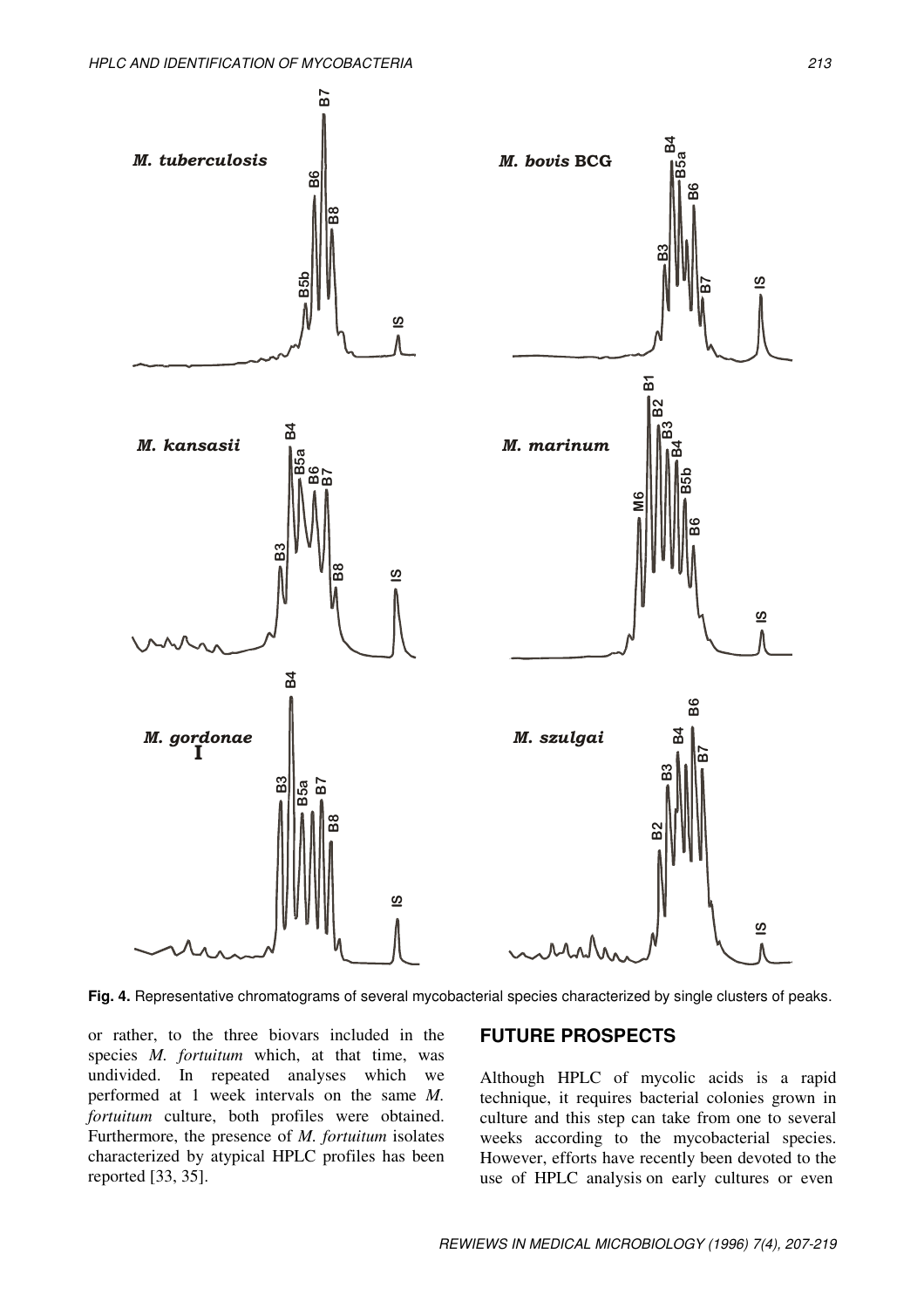**Fig. 4.** Representative chromatograms of several mycobacterial species characterized by single clusters of peaks.

or rather, to the three biovars included in the species *M. fortuitum* which, at that time, was undivided. In repeated analyses which we performed at 1 week intervals on the same *M. fortuitum* culture, both profiles were obtained. Furthermore, the presence of *M. fortuitum* isolates characterized by atypical HPLC profiles has been reported [33, 35].

## FUTURE PROSPECTS

Although HPLC of mycolic acids is a rapid technique, it requires bacterial colonies grown in culture and this step can take from one to several weeks according to the mycobacterial species. However, efforts have recently been devoted to the use of HPLC analysis on early cultures or even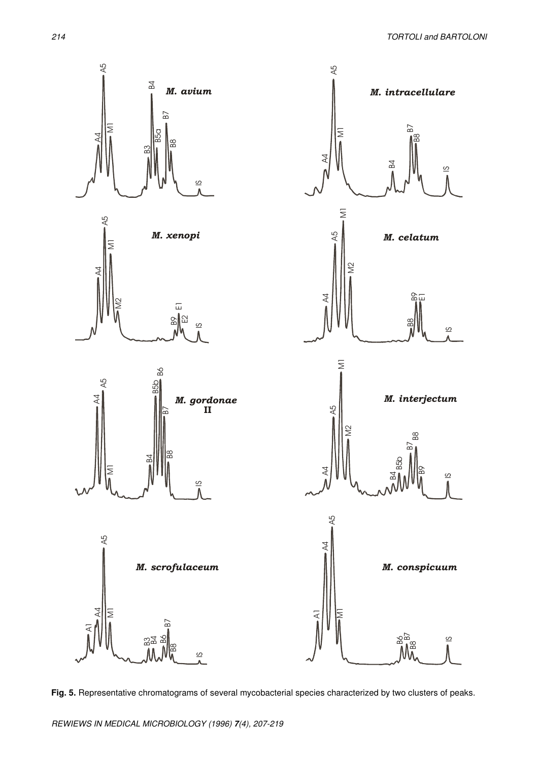**Fig. 5.** Representative chromatograms of several mycobacterial species characterized by two clusters of peaks.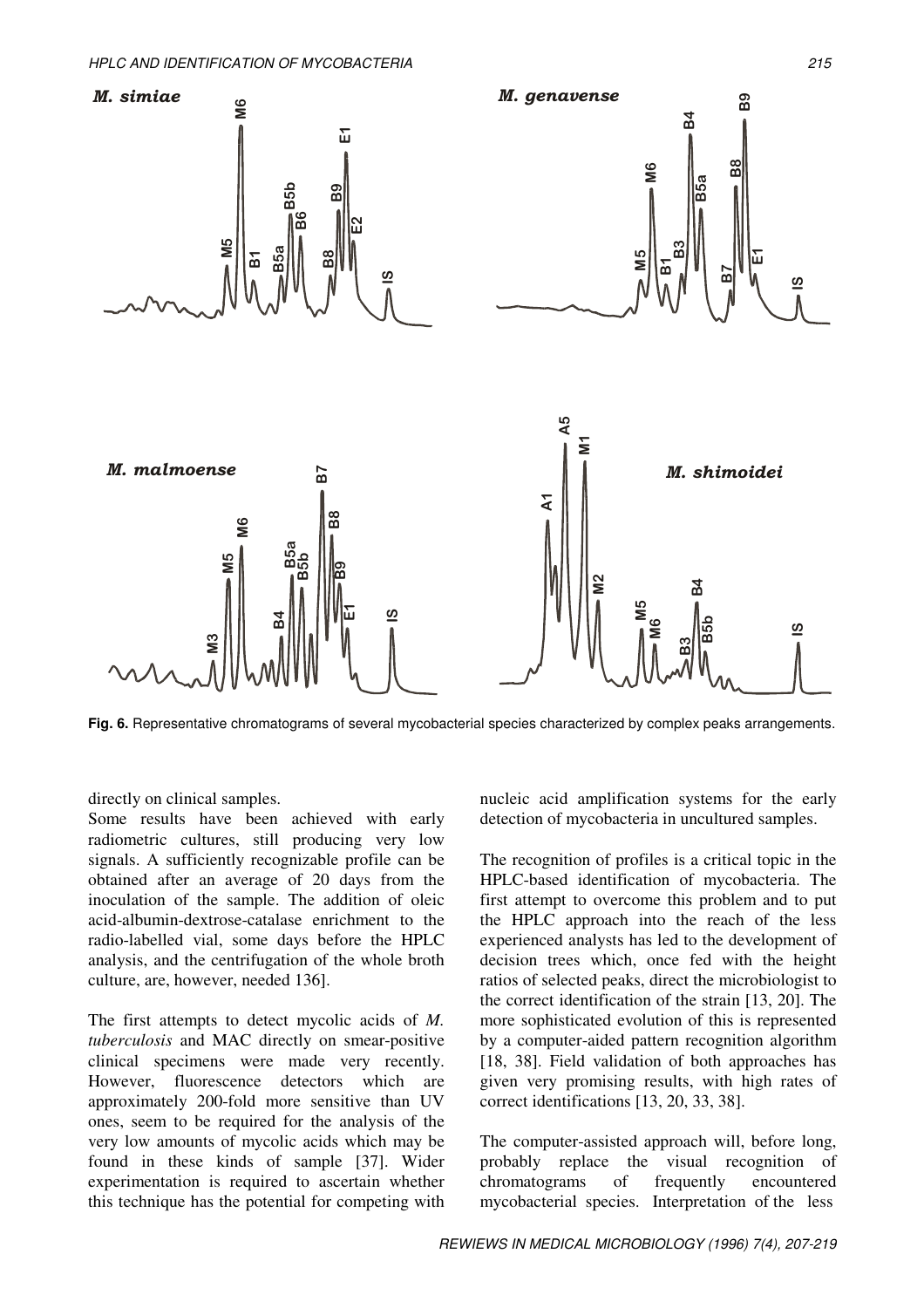Fig. 6. Representative chromatograms of several mycobacterial species characterized by complex peaks arrangements.

directly on clinical samples.

Some results have been achieved with early radiometric cultures, still producing very low signals. A sufficiently recognizable profile can be obtained after an average of 20 days from the inoculation of the sample. The addition of oleic acid-albumin-dextrose-catalase enrichment to the radio-labelled vial, some days before the HPLC analysis, and the centrifugation of the whole broth culture, are, however, needed 136].

The first attempts to detect mycolic acids of *M. tuberculosis* and MAC directly on smear-positive clinical specimens were made very recently. However, fluorescence detectors which are approximately 200-fold more sensitive than UV ones, seem to be required for the analysis of the very low amounts of mycolic acids which may be found in these kinds of sample [37]. Wider experimentation is required to ascertain whether this technique has the potential for competing with nucleic acid amplification systems for the early detection of mycobacteria in uncultured samples.

The recognition of profiles is a critical topic in the HPLC-based identification of mycobacteria. The first attempt to overcome this problem and to put the HPLC approach into the reach of the less experienced analysts has led to the development of decision trees which, once fed with the height ratios of selected peaks, direct the microbiologist to the correct identification of the strain [13, 20]. The more sophisticated evolution of this is represented by a computer-aided pattern recognition algorithm [18, 38]. Field validation of both approaches has given very promising results, with high rates of correct identifications [13, 20, 33, 38].

The computer-assisted approach will, before long, probably replace the visual recognition of chromatograms of frequently encountered mycobacterial species. Interpretation of the less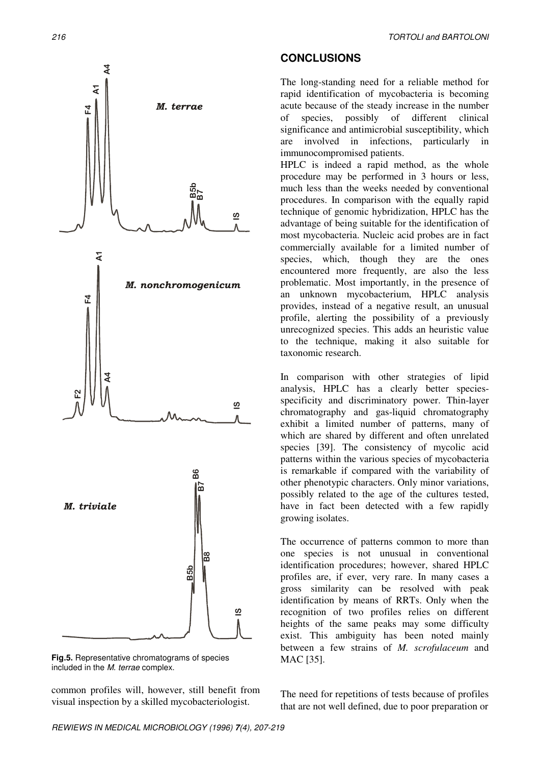Fig.5. Representative chromatograms of species included in the *M. terrae* complex.

common profiles will, however, still benefit from visual inspection by a skilled mycobacteriologist.

## CONCLUSIONS

The long-standing need for a reliable method for rapid identification of mycobacteria is becoming acute because of the steady increase in the number of species, possibly of different clinical significance and antimicrobial susceptibility, which are involved in infections, particularly in immunocompromised patients.

HPLC is indeed a rapid method, as the whole procedure may be performed in 3 hours or less, much less than the weeks needed by conventional procedures. In comparison with the equally rapid technique of genomic hybridization, HPLC has the advantage of being suitable for the identification of most mycobacteria. Nucleic acid probes are in fact commercially available for a limited number of species, which, though they are the ones encountered more frequently, are also the less problematic. Most importantly, in the presence of an unknown mycobacterium, HPLC analysis provides, instead of a negative result, an unusual profile, alerting the possibility of a previously unrecognized species. This adds an heuristic value to the technique, making it also suitable for taxonomic research.

In comparison with other strategies of lipid analysis, HPLC has a clearly better species-specificity and discriminatory power. Thin-layer chromatography and gas-liquid chromatography exhibit a limited number of patterns, many of which are shared by different and often unrelated species [39]. The consistency of mycolic acid patterns within the various species of mycobacteria is remarkable if compared with the variability of other phenotypic characters. Only minor variations, possibly related to the age of the cultures tested, have in fact been detected with a few rapidly growing isolates.

The occurrence of patterns common to more than one species is not unusual in conventional identification procedures; however, shared HPLC profiles are, if ever, very rare. In many cases a gross similarity can be resolved with peak identification by means of RRTs. Only when the recognition of two profiles relies on different heights of the same peaks may some difficulty exist. This ambiguity has been noted mainly between a few strains of *M. scrofulaceum* and MAC [35].

The need for repetitions of tests because of profiles that are not well defined, due to poor preparation or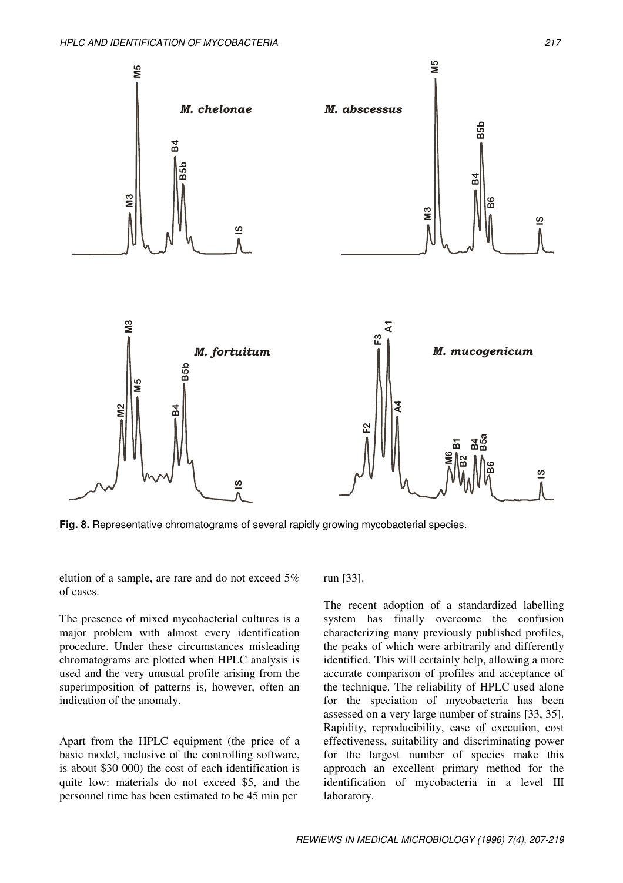**Fig. 8.** Representative chromatograms of several rapidly growing mycobacterial species.

elution of a sample, are rare and do not exceed 5% of cases.

The presence of mixed mycobacterial cultures is a major problem with almost every identification procedure. Under these circumstances misleading chromatograms are plotted when HPLC analysis is used and the very unusual profile arising from the superimposition of patterns is, however, often an indication of the anomaly.

Apart from the HPLC equipment (the price of a basic model, inclusive of the controlling software, is about \$30 000) the cost of each identification is quite low: materials do not exceed \$5, and the personnel time has been estimated to be 45 min per run [33].

The recent adoption of a standardized labelling system has finally overcome the confusion characterizing many previously published profiles, the peaks of which were arbitrarily and differently identified. This will certainly help, allowing a more accurate comparison of profiles and acceptance of the technique. The reliability of HPLC used alone for the speciation of mycobacteria has been assessed on a very large number of strains [33, 35]. Rapidity, reproducibility, ease of execution, cost effectiveness, suitability and discriminating power for the largest number of species make this approach an excellent primary method for the identification of mycobacteria in a level III laboratory.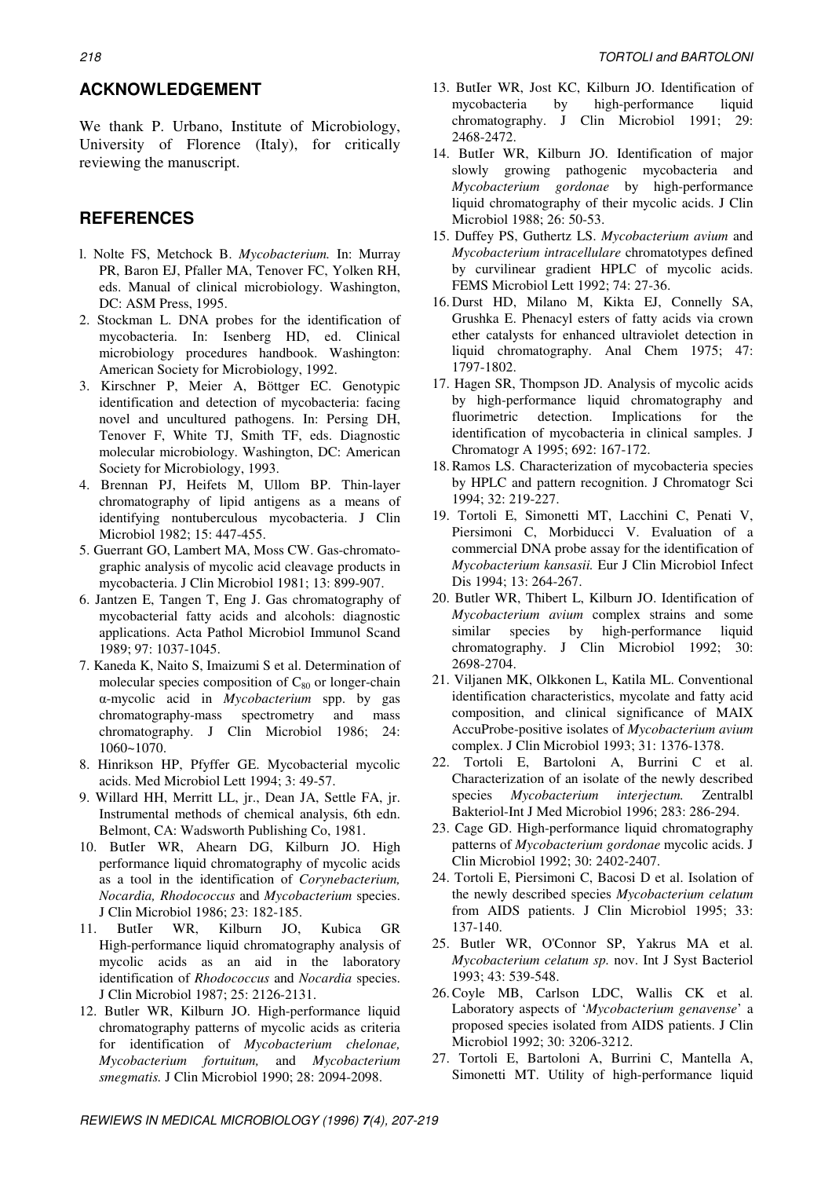## ACKNOWLEDGEMENT

We thank P. Urbano, Institute of Microbiology, University of Florence (Italy), for critically reviewing the manuscript.

## REFERENCES

1. Nolte FS, Metchock B. *Mycobacterium.* In: Murray PR, Baron EJ, Pfaller MA, Tenover FC, Yolken RH, eds. Manual of clinical microbiology. Washington, DC: ASM Press, 1995.
2. Stockman L. DNA probes for the identification of mycobacteria. In: Isenberg HD, ed. Clinical microbiology procedures handbook. Washington: American Society for Microbiology, 1992.
3. Kirschner P, Meier A, Böttger EC. Genotypic identification and detection of mycobacteria: facing novel and uncultured pathogens. In: Persing DH, Tenover F, White TJ, Smith TF, eds. Diagnostic molecular microbiology. Washington, DC: American Society for Microbiology, 1993.
4. Brennan PJ, Heifets M, Ullom BP. Thin-layer chromatography of lipid antigens as a means of identifying nontuberculous mycobacteria. J Clin Microbiol 1982; 15: 447-455.
5. Guerrant GO, Lambert MA, Moss CW. Gas-chromatographic analysis of mycolic acid cleavage products in mycobacteria. J Clin Microbiol 1981; 13: 899-907.
6. Jantzen E, Tangen T, Eng J. Gas chromatography of mycobacterial fatty acids and alcohols: diagnostic applications. Acta Pathol Microbiol Immunol Scand 1989; 97: 1037-1045.
7. Kaneda K, Naito S, Imaizumi S et al. Determination of molecular species composition of $C_{80}$ or longer-chain α-mycolic acid in *Mycobacterium* spp. by gas chromatography-mass spectrometry and mass chromatography. J Clin Microbiol 1986; 24: 1060~1070.
8. Hinrikson HP, Pfyffer GE. Mycobacterial mycolic acids. Med Microbiol Lett 1994; 3: 49-57.
9. Willard HH, Merritt LL, jr., Dean JA, Settle FA, jr. Instrumental methods of chemical analysis, 6th edn. Belmont, CA: Wadsworth Publishing Co, 1981.
10. ButIer WR, Ahearn DG, Kilburn JO. High performance liquid chromatography of mycolic acids as a tool in the identification of *Corynebacterium, Nocardia, Rhodococcus* and *Mycobacterium* species. J Clin Microbiol 1986; 23: 182-185.
11. ButIer WR, Kilburn JO, Kubica GR High-performance liquid chromatography analysis of mycolic acids as an aid in the laboratory identification of *Rhodococcus* and *Nocardia* species. J Clin Microbiol 1987; 25: 2126-2131.
12. Butler WR, Kilburn JO. High-performance liquid chromatography patterns of mycolic acids as criteria for identification of *Mycobacterium chelonae, Mycobacterium fortuitum,* and *Mycobacterium smegmatis.* J Clin Microbiol 1990; 28: 2094-2098.
13. ButIer WR, Jost KC, Kilburn JO. Identification of mycobacteria by high-performance liquid chromatography. J Clin Microbiol 1991; 29: 2468-2472.
14. ButIer WR, Kilburn JO. Identification of major slowly growing pathogenic mycobacteria and *Mycobacterium gordonae* by high-performance liquid chromatography of their mycolic acids. J Clin Microbiol 1988; 26: 50-53.
15. Duffey PS, Guthertz LS. *Mycobacterium avium* and *Mycobacterium intracellulare* chromatotypes defined by curvilinear gradient HPLC of mycolic acids. FEMS Microbiol Lett 1992; 74: 27-36.
16. Durst HD, Milano M, Kikta EJ, Connelly SA, Grushka E. Phenacyl esters of fatty acids via crown ether catalysts for enhanced ultraviolet detection in liquid chromatography. Anal Chem 1975; 47: 1797-1802.
17. Hagen SR, Thompson JD. Analysis of mycolic acids by high-performance liquid chromatography and fluorimetric detection. Implications for the identification of mycobacteria in clinical samples. J Chromatogr A 1995; 692: 167-172.
18. Ramos LS. Characterization of mycobacteria species by HPLC and pattern recognition. J Chromatogr Sci 1994; 32: 219-227.
19. Tortoli E, Simonetti MT, Lacchini C, Penati V, Piersimoni C, Morbiducci V. Evaluation of a commercial DNA probe assay for the identification of *Mycobacterium kansasii.* Eur J Clin Microbiol Infect Dis 1994; 13: 264-267.
20. Butler WR, Thibert L, Kilburn JO. Identification of *Mycobacterium avium* complex strains and some similar species by high-performance liquid chromatography. J Clin Microbiol 1992; 30: 2698-2704.
21. Viljanen MK, Olkkonen L, Katila ML. Conventional identification characteristics, mycolate and fatty acid composition, and clinical significance of MAIX AccuProbe-positive isolates of *Mycobacterium avium* complex. J Clin Microbiol 1993; 31: 1376-1378.
22. Tortoli E, Bartoloni A, Burrini C et al. Characterization of an isolate of the newly described species *Mycobacterium interjectum.* Zentralbl Bakteriol-Int J Med Microbiol 1996; 283: 286-294.
23. Cage GD. High-performance liquid chromatography patterns of *Mycobacterium gordonae* mycolic acids. J Clin Microbiol 1992; 30: 2402-2407.
24. Tortoli E, Piersimoni C, Bacosi D et al. Isolation of the newly described species *Mycobacterium celatum* from AIDS patients. J Clin Microbiol 1995; 33: 137-140.
25. Butler WR, O'Connor SP, Yakrus MA et al. *Mycobacterium celatum sp.* nov. Int J Syst Bacteriol 1993; 43: 539-548.
26. Coyle MB, Carlson LDC, Wallis CK et al. Laboratory aspects of '*Mycobacterium genavense*' a proposed species isolated from AIDS patients. J Clin Microbiol 1992; 30: 3206-3212.
27. Tortoli E, Bartoloni A, Burrini C, Mantella A, Simonetti MT. Utility of high-performance liquid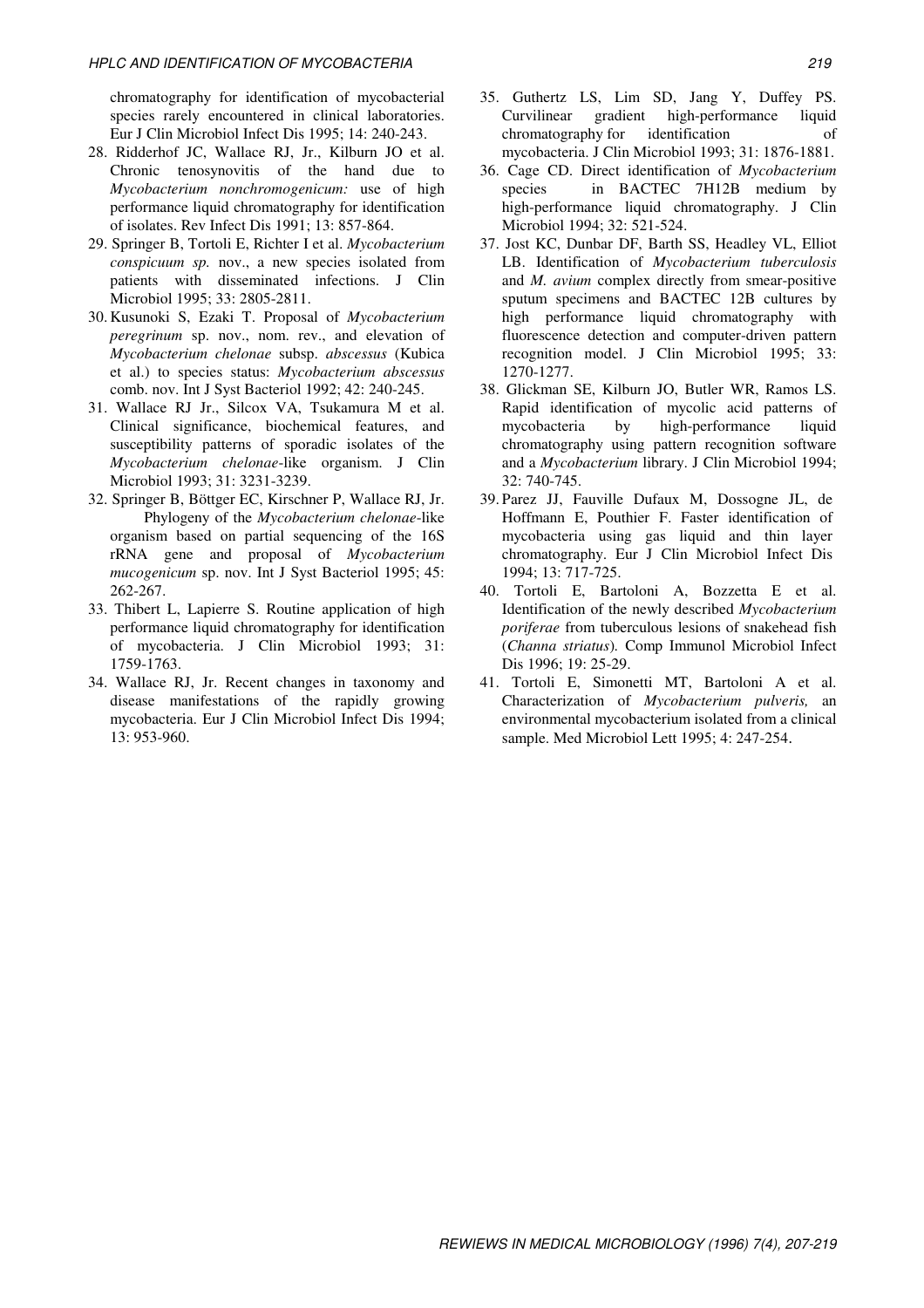chromatography for identification of mycobacterial species rarely encountered in clinical laboratories. Eur J Clin Microbiol Infect Dis 1995; 14: 240-243.

28. Ridderhof JC, Wallace RJ, Jr., Kilburn JO et al. Chronic tenosynovitis of the hand due to *Mycobacterium nonchromogenicum:* use of high performance liquid chromatography for identification of isolates. Rev Infect Dis 1991; 13: 857-864.
29. Springer B, Tortoli E, Richter I et al. *Mycobacterium conspicuum sp.* nov., a new species isolated from patients with disseminated infections. J Clin Microbiol 1995; 33: 2805-2811.
30. Kusunoki S, Ezaki T. Proposal of *Mycobacterium peregrinum* sp. nov., nom. rev., and elevation of *Mycobacterium chelonae* subsp. *abscessus* (Kubica et al.) to species status: *Mycobacterium abscessus* comb. nov. Int J Syst Bacteriol 1992; 42: 240-245.
31. Wallace RJ Jr., Silcox VA, Tsukamura M et al. Clinical significance, biochemical features, and susceptibility patterns of sporadic isolates of the *Mycobacterium chelonae*-like organism. J Clin Microbiol 1993; 31: 3231-3239.
32. Springer B, Böttger EC, Kirschner P, Wallace RJ, Jr. Phylogeny of the *Mycobacterium chelonae*-like organism based on partial sequencing of the 16S rRNA gene and proposal of *Mycobacterium mucogenicum* sp. nov. Int J Syst Bacteriol 1995; 45: 262-267.
33. Thibert L, Lapierre S. Routine application of high performance liquid chromatography for identification of mycobacteria. J Clin Microbiol 1993; 31: 1759-1763.
34. Wallace RJ, Jr. Recent changes in taxonomy and disease manifestations of the rapidly growing mycobacteria. Eur J Clin Microbiol Infect Dis 1994; 13: 953-960.
35. Guthertz LS, Lim SD, Jang Y, Duffey PS. Curvilinear gradient high-performance liquid chromatography for identification of mycobacteria. J Clin Microbiol 1993; 31: 1876-1881.
36. Cage CD. Direct identification of *Mycobacterium* species in BACTEC 7H12B medium by high-performance liquid chromatography. J Clin Microbiol 1994; 32: 521-524.
37. Jost KC, Dunbar DF, Barth SS, Headley VL, Elliot LB. Identification of *Mycobacterium tuberculosis* and *M. avium* complex directly from smear-positive sputum specimens and BACTEC 12B cultures by high performance liquid chromatography with fluorescence detection and computer-driven pattern recognition model. J Clin Microbiol 1995; 33: 1270-1277.
38. Glickman SE, Kilburn JO, Butler WR, Ramos LS. Rapid identification of mycolic acid patterns of mycobacteria by high-performance liquid chromatography using pattern recognition software and a *Mycobacterium* library. J Clin Microbiol 1994; 32: 740-745.
39. Parez JJ, Fauville Dufaux M, Dossogne JL, de Hoffmann E, Pouthier F. Faster identification of mycobacteria using gas liquid and thin layer chromatography. Eur J Clin Microbiol Infect Dis 1994; 13: 717-725.
40. Tortoli E, Bartoloni A, Bozzetta E et al. Identification of the newly described *Mycobacterium poriferae* from tuberculous lesions of snakehead fish (*Channa striatus*). Comp Immunol Microbiol Infect Dis 1996; 19: 25-29.
41. Tortoli E, Simonetti MT, Bartoloni A et al. Characterization of *Mycobacterium pulveris,* an environmental mycobacterium isolated from a clinical sample. Med Microbiol Lett 1995; 4: 247-254.